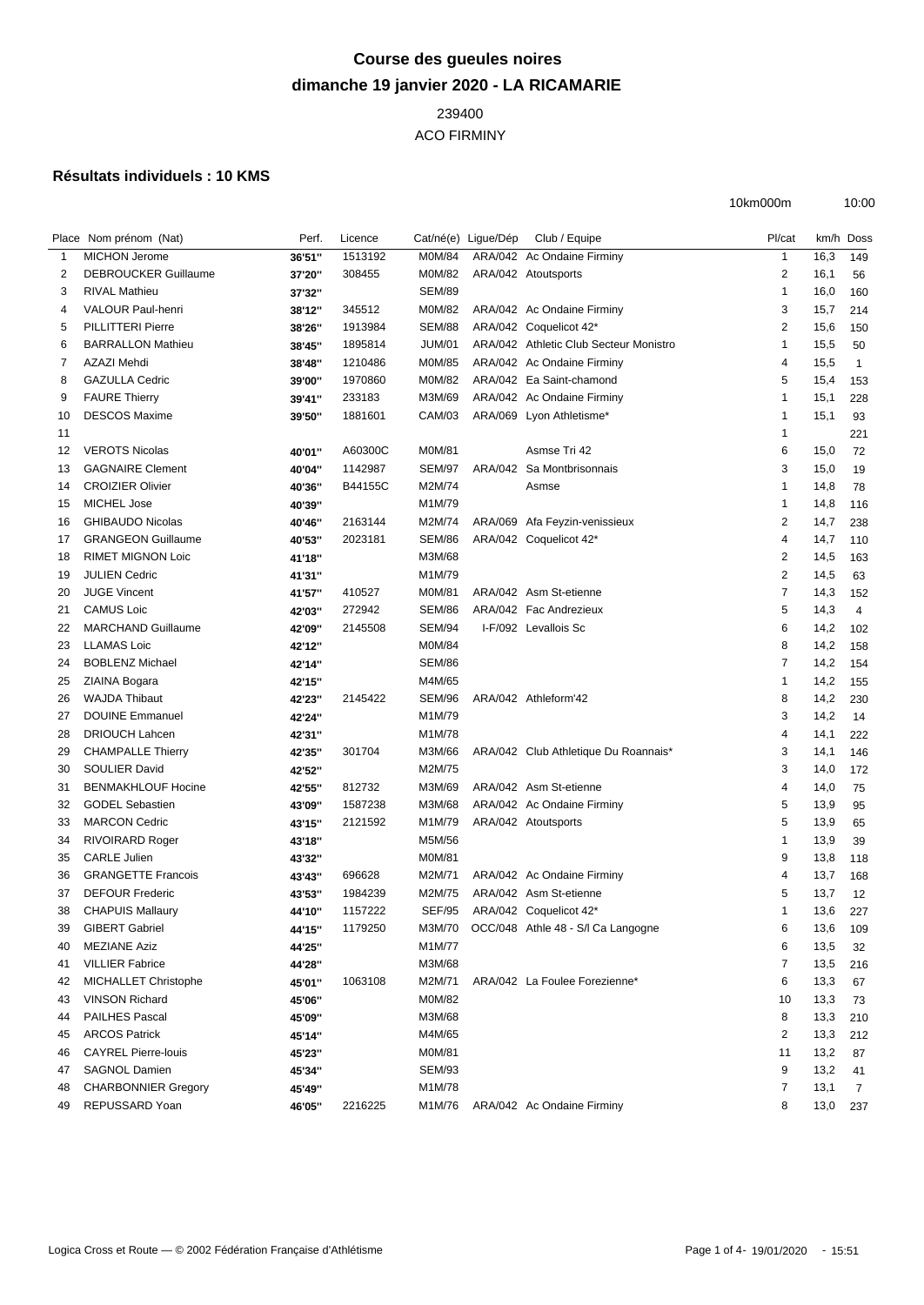# Course des gueules noires

## dimanche 19 janvier 2020 - LA RICAMARIE

239400

ACO FIRMINY

### Résultats individuels : 10 KMS

10km000m 10:00

| Place | Nom prénom (Nat) | Perf. | Licence | Cat/né(e) | Ligue/Dép | Club / Equipe | Pl/cat | km/h | Doss |
|---|---|---|---|---|---|---|---|---|---|
| 1 | MICHON Jerome | **36'51''** | 1513192 | M0M/84 | ARA/042 | Ac Ondaine Firminy | 1 | 16,3 | 149 |
| 2 | DEBROUCKER Guillaume | **37'20''** | 308455 | M0M/82 | ARA/042 | Atoutsports | 2 | 16,1 | 56 |
| 3 | RIVAL Mathieu | **37'32''** | | SEM/89 | | | 1 | 16,0 | 160 |
| 4 | VALOUR Paul-henri | **38'12''** | 345512 | M0M/82 | ARA/042 | Ac Ondaine Firminy | 3 | 15,7 | 214 |
| 5 | PILLITTERI Pierre | **38'26''** | 1913984 | SEM/88 | ARA/042 | Coquelicot 42* | 2 | 15,6 | 150 |
| 6 | BARRALLON Mathieu | **38'45''** | 1895814 | JUM/01 | ARA/042 | Athletic Club Secteur Monistro | 1 | 15,5 | 50 |
| 7 | AZAZI Mehdi | **38'48''** | 1210486 | M0M/85 | ARA/042 | Ac Ondaine Firminy | 4 | 15,5 | 1 |
| 8 | GAZULLA Cedric | **39'00''** | 1970860 | M0M/82 | ARA/042 | Ea Saint-chamond | 5 | 15,4 | 153 |
| 9 | FAURE Thierry | **39'41''** | 233183 | M3M/69 | ARA/042 | Ac Ondaine Firminy | 1 | 15,1 | 228 |
| 10 | DESCOS Maxime | **39'50''** | 1881601 | CAM/03 | ARA/069 | Lyon Athletisme* | 1 | 15,1 | 93 |
| 11 | | | | | | | 1 | | 221 |
| 12 | VEROTS Nicolas | **40'01''** | A60300C | M0M/81 | | Asmse Tri 42 | 6 | 15,0 | 72 |
| 13 | GAGNAIRE Clement | **40'04''** | 1142987 | SEM/97 | ARA/042 | Sa Montbrisonnais | 3 | 15,0 | 19 |
| 14 | CROIZIER Olivier | **40'36''** | B44155C | M2M/74 | | Asmse | 1 | 14,8 | 78 |
| 15 | MICHEL Jose | **40'39''** | | M1M/79 | | | 1 | 14,8 | 116 |
| 16 | GHIBAUDO Nicolas | **40'46''** | 2163144 | M2M/74 | ARA/069 | Afa Feyzin-venissieux | 2 | 14,7 | 238 |
| 17 | GRANGEON Guillaume | **40'53''** | 2023181 | SEM/86 | ARA/042 | Coquelicot 42* | 4 | 14,7 | 110 |
| 18 | RIMET MIGNON Loic | **41'18''** | | M3M/68 | | | 2 | 14,5 | 163 |
| 19 | JULIEN Cedric | **41'31''** | | M1M/79 | | | 2 | 14,5 | 63 |
| 20 | JUGE Vincent | **41'57''** | 410527 | M0M/81 | ARA/042 | Asm St-etienne | 7 | 14,3 | 152 |
| 21 | CAMUS Loic | **42'03''** | 272942 | SEM/86 | ARA/042 | Fac Andrezieux | 5 | 14,3 | 4 |
| 22 | MARCHAND Guillaume | **42'09''** | 2145508 | SEM/94 | I-F/092 | Levallois Sc | 6 | 14,2 | 102 |
| 23 | LLAMAS Loic | **42'12''** | | M0M/84 | | | 8 | 14,2 | 158 |
| 24 | BOBLENZ Michael | **42'14''** | | SEM/86 | | | 7 | 14,2 | 154 |
| 25 | ZIAINA Bogara | **42'15''** | | M4M/65 | | | 1 | 14,2 | 155 |
| 26 | WAJDA Thibaut | **42'23''** | 2145422 | SEM/96 | ARA/042 | Athleform'42 | 8 | 14,2 | 230 |
| 27 | DOUINE Emmanuel | **42'24''** | | M1M/79 | | | 3 | 14,2 | 14 |
| 28 | DRIOUCH Lahcen | **42'31''** | | M1M/78 | | | 4 | 14,1 | 222 |
| 29 | CHAMPALLE Thierry | **42'35''** | 301704 | M3M/66 | ARA/042 | Club Athletique Du Roannais* | 3 | 14,1 | 146 |
| 30 | SOULIER David | **42'52''** | | M2M/75 | | | 3 | 14,0 | 172 |
| 31 | BENMAKHLOUF Hocine | **42'55''** | 812732 | M3M/69 | ARA/042 | Asm St-etienne | 4 | 14,0 | 75 |
| 32 | GODEL Sebastien | **43'09''** | 1587238 | M3M/68 | ARA/042 | Ac Ondaine Firminy | 5 | 13,9 | 95 |
| 33 | MARCON Cedric | **43'15''** | 2121592 | M1M/79 | ARA/042 | Atoutsports | 5 | 13,9 | 65 |
| 34 | RIVOIRARD Roger | **43'18''** | | M5M/56 | | | 1 | 13,9 | 39 |
| 35 | CARLE Julien | **43'32''** | | M0M/81 | | | 9 | 13,8 | 118 |
| 36 | GRANGETTE Francois | **43'43''** | 696628 | M2M/71 | ARA/042 | Ac Ondaine Firminy | 4 | 13,7 | 168 |
| 37 | DEFOUR Frederic | **43'53''** | 1984239 | M2M/75 | ARA/042 | Asm St-etienne | 5 | 13,7 | 12 |
| 38 | CHAPUIS Mallaury | **44'10''** | 1157222 | SEF/95 | ARA/042 | Coquelicot 42* | 1 | 13,6 | 227 |
| 39 | GIBERT Gabriel | **44'15''** | 1179250 | M3M/70 | OCC/048 | Athle 48 - S/l Ca Langogne | 6 | 13,6 | 109 |
| 40 | MEZIANE Aziz | **44'25''** | | M1M/77 | | | 6 | 13,5 | 32 |
| 41 | VILLIER Fabrice | **44'28''** | | M3M/68 | | | 7 | 13,5 | 216 |
| 42 | MICHALLET Christophe | **45'01''** | 1063108 | M2M/71 | ARA/042 | La Foulee Forezienne* | 6 | 13,3 | 67 |
| 43 | VINSON Richard | **45'06''** | | M0M/82 | | | 10 | 13,3 | 73 |
| 44 | PAILHES Pascal | **45'09''** | | M3M/68 | | | 8 | 13,3 | 210 |
| 45 | ARCOS Patrick | **45'14''** | | M4M/65 | | | 2 | 13,3 | 212 |
| 46 | CAYREL Pierre-louis | **45'23''** | | M0M/81 | | | 11 | 13,2 | 87 |
| 47 | SAGNOL Damien | **45'34''** | | SEM/93 | | | 9 | 13,2 | 41 |
| 48 | CHARBONNIER Gregory | **45'49''** | | M1M/78 | | | 7 | 13,1 | 7 |
| 49 | REPUSSARD Yoan | **46'05''** | 2216225 | M1M/76 | ARA/042 | Ac Ondaine Firminy | 8 | 13,0 | 237 |

Logica Cross et Route — © 2002 Fédération Française d'Athlétisme 19/01/2020 - 15:51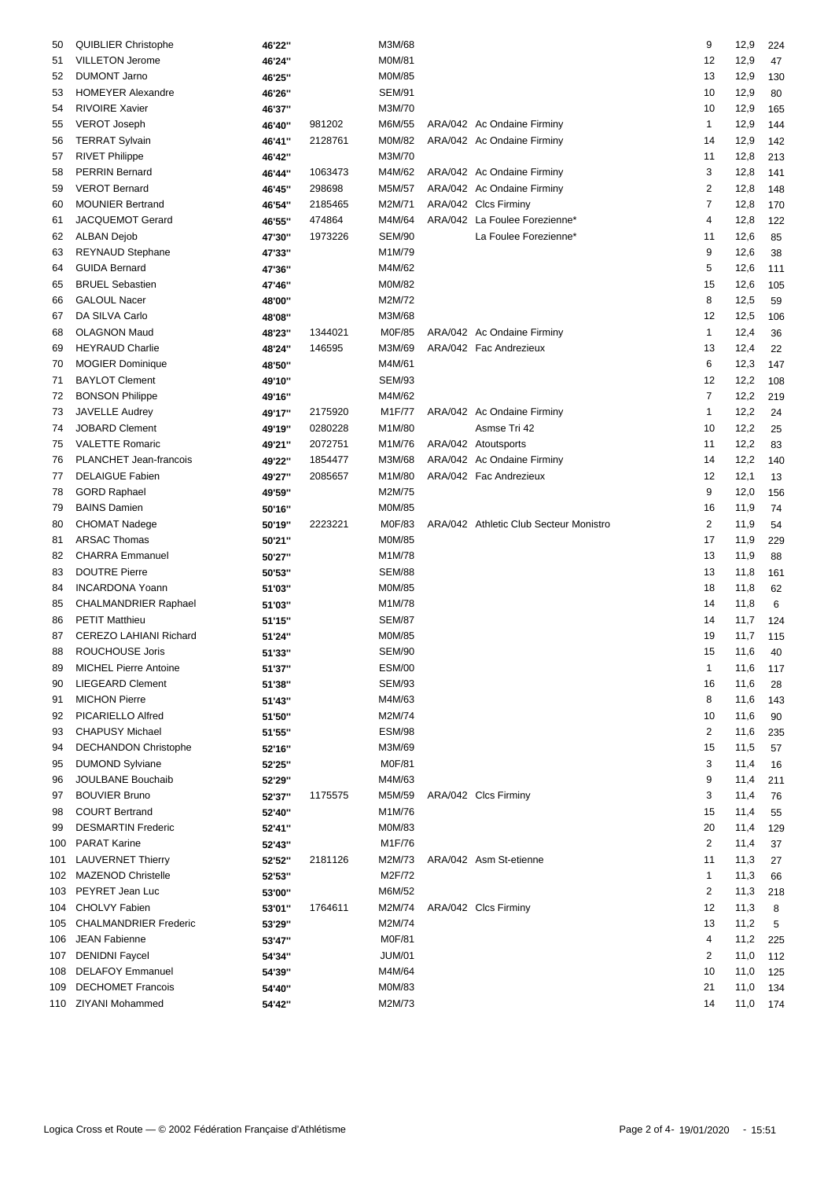|  |  |  |  |  |  |  |  |  |
|---|---|---|---|---|---|---|---|---|
| 50 | QUIBLIER Christophe | 46'22'' |  | M3M/68 |  | 9 | 12,9 | 224 |
| 51 | VILLETON Jerome | 46'24'' |  | M0M/81 |  | 12 | 12,9 | 47 |
| 52 | DUMONT Jarno | 46'25'' |  | M0M/85 |  | 13 | 12,9 | 130 |
| 53 | HOMEYER Alexandre | 46'26'' |  | SEM/91 |  | 10 | 12,9 | 80 |
| 54 | RIVOIRE Xavier | 46'37'' |  | M3M/70 |  | 10 | 12,9 | 165 |
| 55 | VEROT Joseph | 46'40'' | 981202 | M6M/55 | ARA/042 Ac Ondaine Firminy | 1 | 12,9 | 144 |
| 56 | TERRAT Sylvain | 46'41'' | 2128761 | M0M/82 | ARA/042 Ac Ondaine Firminy | 14 | 12,9 | 142 |
| 57 | RIVET Philippe | 46'42'' |  | M3M/70 |  | 11 | 12,8 | 213 |
| 58 | PERRIN Bernard | 46'44'' | 1063473 | M4M/62 | ARA/042 Ac Ondaine Firminy | 3 | 12,8 | 141 |
| 59 | VEROT Bernard | 46'45'' | 298698 | M5M/57 | ARA/042 Ac Ondaine Firminy | 2 | 12,8 | 148 |
| 60 | MOUNIER Bertrand | 46'54'' | 2185465 | M2M/71 | ARA/042 Clcs Firminy | 7 | 12,8 | 170 |
| 61 | JACQUEMOT Gerard | 46'55'' | 474864 | M4M/64 | ARA/042 La Foulee Forezienne* | 4 | 12,8 | 122 |
| 62 | ALBAN Dejob | 47'30'' | 1973226 | SEM/90 | La Foulee Forezienne* | 11 | 12,6 | 85 |
| 63 | REYNAUD Stephane | 47'33'' |  | M1M/79 |  | 9 | 12,6 | 38 |
| 64 | GUIDA Bernard | 47'36'' |  | M4M/62 |  | 5 | 12,6 | 111 |
| 65 | BRUEL Sebastien | 47'46'' |  | M0M/82 |  | 15 | 12,6 | 105 |
| 66 | GALOUL Nacer | 48'00'' |  | M2M/72 |  | 8 | 12,5 | 59 |
| 67 | DA SILVA Carlo | 48'08'' |  | M3M/68 |  | 12 | 12,5 | 106 |
| 68 | OLAGNON Maud | 48'23'' | 1344021 | M0F/85 | ARA/042 Ac Ondaine Firminy | 1 | 12,4 | 36 |
| 69 | HEYRAUD Charlie | 48'24'' | 146595 | M3M/69 | ARA/042 Fac Andrezieux | 13 | 12,4 | 22 |
| 70 | MOGIER Dominique | 48'50'' |  | M4M/61 |  | 6 | 12,3 | 147 |
| 71 | BAYLOT Clement | 49'10'' |  | SEM/93 |  | 12 | 12,2 | 108 |
| 72 | BONSON Philippe | 49'16'' |  | M4M/62 |  | 7 | 12,2 | 219 |
| 73 | JAVELLE Audrey | 49'17'' | 2175920 | M1F/77 | ARA/042 Ac Ondaine Firminy | 1 | 12,2 | 24 |
| 74 | JOBARD Clement | 49'19'' | 0280228 | M1M/80 | Asmse Tri 42 | 10 | 12,2 | 25 |
| 75 | VALETTE Romaric | 49'21'' | 2072751 | M1M/76 | ARA/042 Atoutsports | 11 | 12,2 | 83 |
| 76 | PLANCHET Jean-francois | 49'22'' | 1854477 | M3M/68 | ARA/042 Ac Ondaine Firminy | 14 | 12,2 | 140 |
| 77 | DELAIGUE Fabien | 49'27'' | 2085657 | M1M/80 | ARA/042 Fac Andrezieux | 12 | 12,1 | 13 |
| 78 | GORD Raphael | 49'59'' |  | M2M/75 |  | 9 | 12,0 | 156 |
| 79 | BAINS Damien | 50'16'' |  | M0M/85 |  | 16 | 11,9 | 74 |
| 80 | CHOMAT Nadege | 50'19'' | 2223221 | M0F/83 | ARA/042 Athletic Club Secteur Monistro | 2 | 11,9 | 54 |
| 81 | ARSAC Thomas | 50'21'' |  | M0M/85 |  | 17 | 11,9 | 229 |
| 82 | CHARRA Emmanuel | 50'27'' |  | M1M/78 |  | 13 | 11,9 | 88 |
| 83 | DOUTRE Pierre | 50'53'' |  | SEM/88 |  | 13 | 11,8 | 161 |
| 84 | INCARDONA Yoann | 51'03'' |  | M0M/85 |  | 18 | 11,8 | 62 |
| 85 | CHALMANDRIER Raphael | 51'03'' |  | M1M/78 |  | 14 | 11,8 | 6 |
| 86 | PETIT Matthieu | 51'15'' |  | SEM/87 |  | 14 | 11,7 | 124 |
| 87 | CEREZO LAHIANI Richard | 51'24'' |  | M0M/85 |  | 19 | 11,7 | 115 |
| 88 | ROUCHOUSE Joris | 51'33'' |  | SEM/90 |  | 15 | 11,6 | 40 |
| 89 | MICHEL Pierre Antoine | 51'37'' |  | ESM/00 |  | 1 | 11,6 | 117 |
| 90 | LIEGEARD Clement | 51'38'' |  | SEM/93 |  | 16 | 11,6 | 28 |
| 91 | MICHON Pierre | 51'43'' |  | M4M/63 |  | 8 | 11,6 | 143 |
| 92 | PICARIELLO Alfred | 51'50'' |  | M2M/74 |  | 10 | 11,6 | 90 |
| 93 | CHAPUSY Michael | 51'55'' |  | ESM/98 |  | 2 | 11,6 | 235 |
| 94 | DECHANDON Christophe | 52'16'' |  | M3M/69 |  | 15 | 11,5 | 57 |
| 95 | DUMOND Sylviane | 52'25'' |  | M0F/81 |  | 3 | 11,4 | 16 |
| 96 | JOULBANE Bouchaib | 52'29'' |  | M4M/63 |  | 9 | 11,4 | 211 |
| 97 | BOUVIER Bruno | 52'37'' | 1175575 | M5M/59 | ARA/042 Clcs Firminy | 3 | 11,4 | 76 |
| 98 | COURT Bertrand | 52'40'' |  | M1M/76 |  | 15 | 11,4 | 55 |
| 99 | DESMARTIN Frederic | 52'41'' |  | M0M/83 |  | 20 | 11,4 | 129 |
| 100 | PARAT Karine | 52'43'' |  | M1F/76 |  | 2 | 11,4 | 37 |
| 101 | LAUVERNET Thierry | 52'52'' | 2181126 | M2M/73 | ARA/042 Asm St-etienne | 11 | 11,3 | 27 |
| 102 | MAZENOD Christelle | 52'53'' |  | M2F/72 |  | 1 | 11,3 | 66 |
| 103 | PEYRET Jean Luc | 53'00'' |  | M6M/52 |  | 2 | 11,3 | 218 |
| 104 | CHOLVY Fabien | 53'01'' | 1764611 | M2M/74 | ARA/042 Clcs Firminy | 12 | 11,3 | 8 |
| 105 | CHALMANDRIER Frederic | 53'29'' |  | M2M/74 |  | 13 | 11,2 | 5 |
| 106 | JEAN Fabienne | 53'47'' |  | M0F/81 |  | 4 | 11,2 | 225 |
| 107 | DENIDNI Faycel | 54'34'' |  | JUM/01 |  | 2 | 11,0 | 112 |
| 108 | DELAFOY Emmanuel | 54'39'' |  | M4M/64 |  | 10 | 11,0 | 125 |
| 109 | DECHOMET Francois | 54'40'' |  | M0M/83 |  | 21 | 11,0 | 134 |
| 110 | ZIYANI Mohammed | 54'42'' |  | M2M/73 |  | 14 | 11,0 | 174 |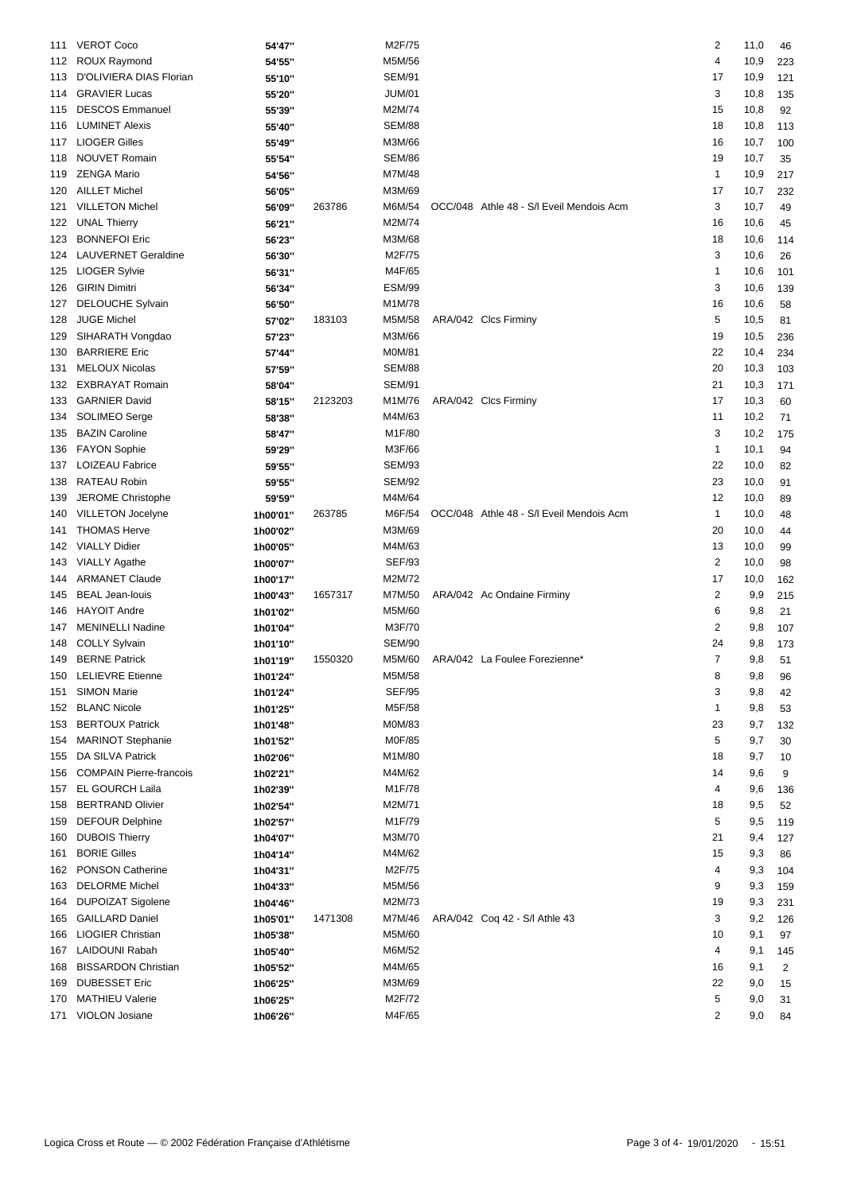| | | | | | | | | |
|---|---|---|---|---|---|---|---|---|
| 111 | VEROT Coco | 54'47'' | | M2F/75 | | 2 | 11,0 | 46 |
| 112 | ROUX Raymond | 54'55'' | | M5M/56 | | 4 | 10,9 | 223 |
| 113 | D'OLIVIERA DIAS Florian | 55'10'' | | SEM/91 | | 17 | 10,9 | 121 |
| 114 | GRAVIER Lucas | 55'20'' | | JUM/01 | | 3 | 10,8 | 135 |
| 115 | DESCOS Emmanuel | 55'39'' | | M2M/74 | | 15 | 10,8 | 92 |
| 116 | LUMINET Alexis | 55'40'' | | SEM/88 | | 18 | 10,8 | 113 |
| 117 | LIOGER Gilles | 55'49'' | | M3M/66 | | 16 | 10,7 | 100 |
| 118 | NOUVET Romain | 55'54'' | | SEM/86 | | 19 | 10,7 | 35 |
| 119 | ZENGA Mario | 54'56'' | | M7M/48 | | 1 | 10,9 | 217 |
| 120 | AILLET Michel | 56'05'' | | M3M/69 | | 17 | 10,7 | 232 |
| 121 | VILLETON Michel | 56'09'' | 263786 | M6M/54 | OCC/048 Athle 48 - S/l Eveil Mendois Acm | 3 | 10,7 | 49 |
| 122 | UNAL Thierry | 56'21'' | | M2M/74 | | 16 | 10,6 | 45 |
| 123 | BONNEFOI Eric | 56'23'' | | M3M/68 | | 18 | 10,6 | 114 |
| 124 | LAUVERNET Geraldine | 56'30'' | | M2F/75 | | 3 | 10,6 | 26 |
| 125 | LIOGER Sylvie | 56'31'' | | M4F/65 | | 1 | 10,6 | 101 |
| 126 | GIRIN Dimitri | 56'34'' | | ESM/99 | | 3 | 10,6 | 139 |
| 127 | DELOUCHE Sylvain | 56'50'' | | M1M/78 | | 16 | 10,6 | 58 |
| 128 | JUGE Michel | 57'02'' | 183103 | M5M/58 | ARA/042 Clcs Firminy | 5 | 10,5 | 81 |
| 129 | SIHARATH Vongdao | 57'23'' | | M3M/66 | | 19 | 10,5 | 236 |
| 130 | BARRIERE Eric | 57'44'' | | M0M/81 | | 22 | 10,4 | 234 |
| 131 | MELOUX Nicolas | 57'59'' | | SEM/88 | | 20 | 10,3 | 103 |
| 132 | EXBRAYAT Romain | 58'04'' | | SEM/91 | | 21 | 10,3 | 171 |
| 133 | GARNIER David | 58'15'' | 2123203 | M1M/76 | ARA/042 Clcs Firminy | 17 | 10,3 | 60 |
| 134 | SOLIMEO Serge | 58'38'' | | M4M/63 | | 11 | 10,2 | 71 |
| 135 | BAZIN Caroline | 58'47'' | | M1F/80 | | 3 | 10,2 | 175 |
| 136 | FAYON Sophie | 59'29'' | | M3F/66 | | 1 | 10,1 | 94 |
| 137 | LOIZEAU Fabrice | 59'55'' | | SEM/93 | | 22 | 10,0 | 82 |
| 138 | RATEAU Robin | 59'55'' | | SEM/92 | | 23 | 10,0 | 91 |
| 139 | JEROME Christophe | 59'59'' | | M4M/64 | | 12 | 10,0 | 89 |
| 140 | VILLETON Jocelyne | 1h00'01'' | 263785 | M6F/54 | OCC/048 Athle 48 - S/l Eveil Mendois Acm | 1 | 10,0 | 48 |
| 141 | THOMAS Herve | 1h00'02'' | | M3M/69 | | 20 | 10,0 | 44 |
| 142 | VIALLY Didier | 1h00'05'' | | M4M/63 | | 13 | 10,0 | 99 |
| 143 | VIALLY Agathe | 1h00'07'' | | SEF/93 | | 2 | 10,0 | 98 |
| 144 | ARMANET Claude | 1h00'17'' | | M2M/72 | | 17 | 10,0 | 162 |
| 145 | BEAL Jean-louis | 1h00'43'' | 1657317 | M7M/50 | ARA/042 Ac Ondaine Firminy | 2 | 9,9 | 215 |
| 146 | HAYOIT Andre | 1h01'02'' | | M5M/60 | | 6 | 9,8 | 21 |
| 147 | MENINELLI Nadine | 1h01'04'' | | M3F/70 | | 2 | 9,8 | 107 |
| 148 | COLLY Sylvain | 1h01'10'' | | SEM/90 | | 24 | 9,8 | 173 |
| 149 | BERNE Patrick | 1h01'19'' | 1550320 | M5M/60 | ARA/042 La Foulee Forezienne* | 7 | 9,8 | 51 |
| 150 | LELIEVRE Etienne | 1h01'24'' | | M5M/58 | | 8 | 9,8 | 96 |
| 151 | SIMON Marie | 1h01'24'' | | SEF/95 | | 3 | 9,8 | 42 |
| 152 | BLANC Nicole | 1h01'25'' | | M5F/58 | | 1 | 9,8 | 53 |
| 153 | BERTOUX Patrick | 1h01'48'' | | M0M/83 | | 23 | 9,7 | 132 |
| 154 | MARINOT Stephanie | 1h01'52'' | | M0F/85 | | 5 | 9,7 | 30 |
| 155 | DA SILVA Patrick | 1h02'06'' | | M1M/80 | | 18 | 9,7 | 10 |
| 156 | COMPAIN Pierre-francois | 1h02'21'' | | M4M/62 | | 14 | 9,6 | 9 |
| 157 | EL GOURCH Laila | 1h02'39'' | | M1F/78 | | 4 | 9,6 | 136 |
| 158 | BERTRAND Olivier | 1h02'54'' | | M2M/71 | | 18 | 9,5 | 52 |
| 159 | DEFOUR Delphine | 1h02'57'' | | M1F/79 | | 5 | 9,5 | 119 |
| 160 | DUBOIS Thierry | 1h04'07'' | | M3M/70 | | 21 | 9,4 | 127 |
| 161 | BORIE Gilles | 1h04'14'' | | M4M/62 | | 15 | 9,3 | 86 |
| 162 | PONSON Catherine | 1h04'31'' | | M2F/75 | | 4 | 9,3 | 104 |
| 163 | DELORME Michel | 1h04'33'' | | M5M/56 | | 9 | 9,3 | 159 |
| 164 | DUPOIZAT Sigolene | 1h04'46'' | | M2M/73 | | 19 | 9,3 | 231 |
| 165 | GAILLARD Daniel | 1h05'01'' | 1471308 | M7M/46 | ARA/042 Coq 42 - S/l Athle 43 | 3 | 9,2 | 126 |
| 166 | LIOGIER Christian | 1h05'38'' | | M5M/60 | | 10 | 9,1 | 97 |
| 167 | LAIDOUNI Rabah | 1h05'40'' | | M6M/52 | | 4 | 9,1 | 145 |
| 168 | BISSARDON Christian | 1h05'52'' | | M4M/65 | | 16 | 9,1 | 2 |
| 169 | DUBESSET Eric | 1h06'25'' | | M3M/69 | | 22 | 9,0 | 15 |
| 170 | MATHIEU Valerie | 1h06'25'' | | M2F/72 | | 5 | 9,0 | 31 |
| 171 | VIOLON Josiane | 1h06'26'' | | M4F/65 | | 2 | 9,0 | 84 |

Logica Cross et Route — © 2002 Fédération Française d'Athlétisme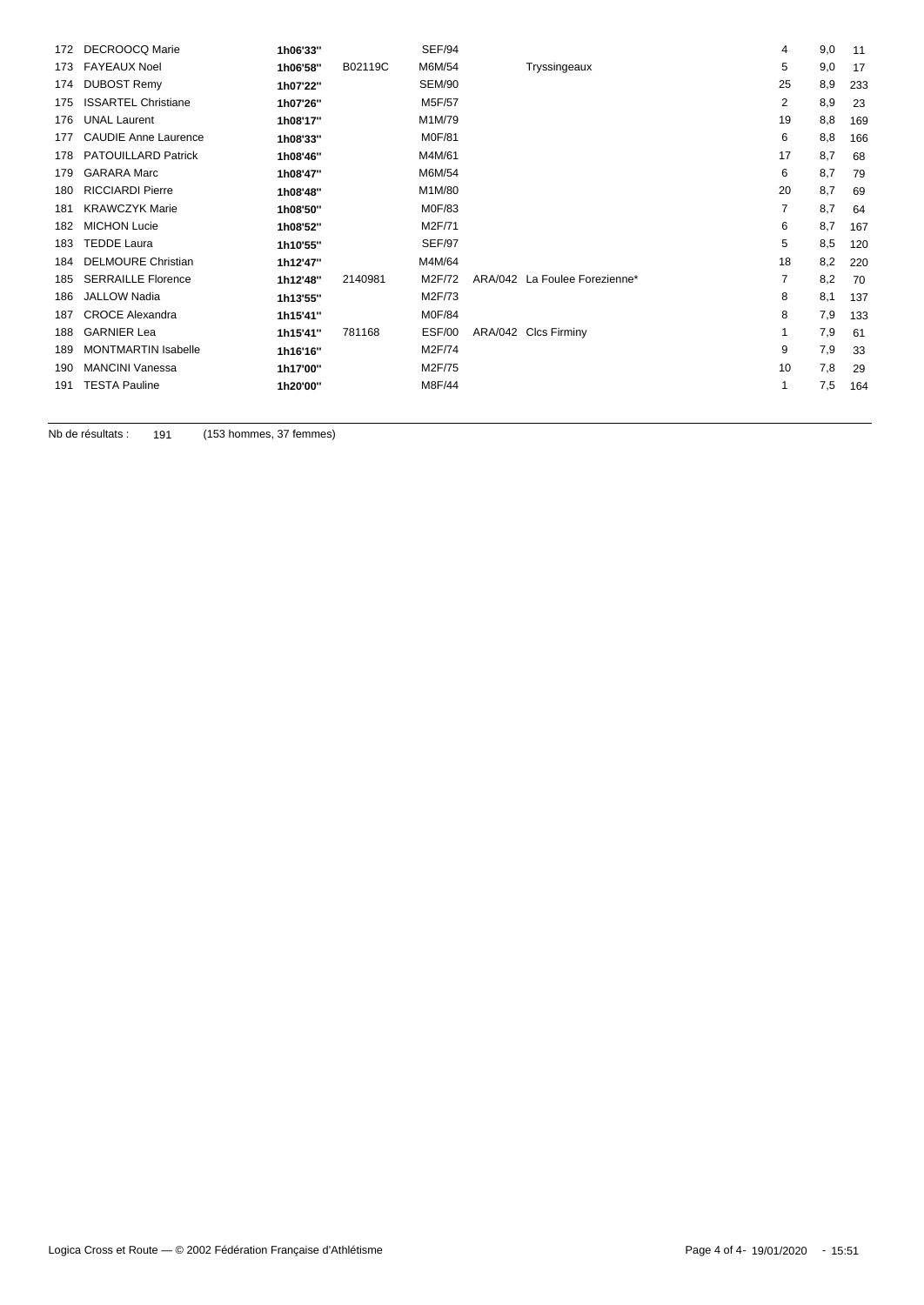| | | | | | | | | | | |
|---|---|---|---|---|---|---|---|---|---|---|
| 172 | DECROOCQ Marie | 1h06'33'' | | SEF/94 | | | 4 | 9,0 | 11 |
| 173 | FAYEAUX Noel | 1h06'58'' | B02119C | M6M/54 | | Tryssingeaux | 5 | 9,0 | 17 |
| 174 | DUBOST Remy | 1h07'22'' | | SEM/90 | | | 25 | 8,9 | 233 |
| 175 | ISSARTEL Christiane | 1h07'26'' | | M5F/57 | | | 2 | 8,9 | 23 |
| 176 | UNAL Laurent | 1h08'17'' | | M1M/79 | | | 19 | 8,8 | 169 |
| 177 | CAUDIE Anne Laurence | 1h08'33'' | | M0F/81 | | | 6 | 8,8 | 166 |
| 178 | PATOUILLARD Patrick | 1h08'46'' | | M4M/61 | | | 17 | 8,7 | 68 |
| 179 | GARARA Marc | 1h08'47'' | | M6M/54 | | | 6 | 8,7 | 79 |
| 180 | RICCIARDI Pierre | 1h08'48'' | | M1M/80 | | | 20 | 8,7 | 69 |
| 181 | KRAWCZYK Marie | 1h08'50'' | | M0F/83 | | | 7 | 8,7 | 64 |
| 182 | MICHON Lucie | 1h08'52'' | | M2F/71 | | | 6 | 8,7 | 167 |
| 183 | TEDDE Laura | 1h10'55'' | | SEF/97 | | | 5 | 8,5 | 120 |
| 184 | DELMOURE Christian | 1h12'47'' | | M4M/64 | | | 18 | 8,2 | 220 |
| 185 | SERRAILLE Florence | 1h12'48'' | 2140981 | M2F/72 | ARA/042 | La Foulee Forezienne* | 7 | 8,2 | 70 |
| 186 | JALLOW Nadia | 1h13'55'' | | M2F/73 | | | 8 | 8,1 | 137 |
| 187 | CROCE Alexandra | 1h15'41'' | | M0F/84 | | | 8 | 7,9 | 133 |
| 188 | GARNIER Lea | 1h15'41'' | 781168 | ESF/00 | ARA/042 | Clcs Firminy | 1 | 7,9 | 61 |
| 189 | MONTMARTIN Isabelle | 1h16'16'' | | M2F/74 | | | 9 | 7,9 | 33 |
| 190 | MANCINI Vanessa | 1h17'00'' | | M2F/75 | | | 10 | 7,8 | 29 |
| 191 | TESTA Pauline | 1h20'00'' | | M8F/44 | | | 1 | 7,5 | 164 |

Nb de résultats : 191 (153 hommes, 37 femmes)

Logica Cross et Route — © 2002 Fédération Française d'Athlétisme

19/01/2020 - 15:51